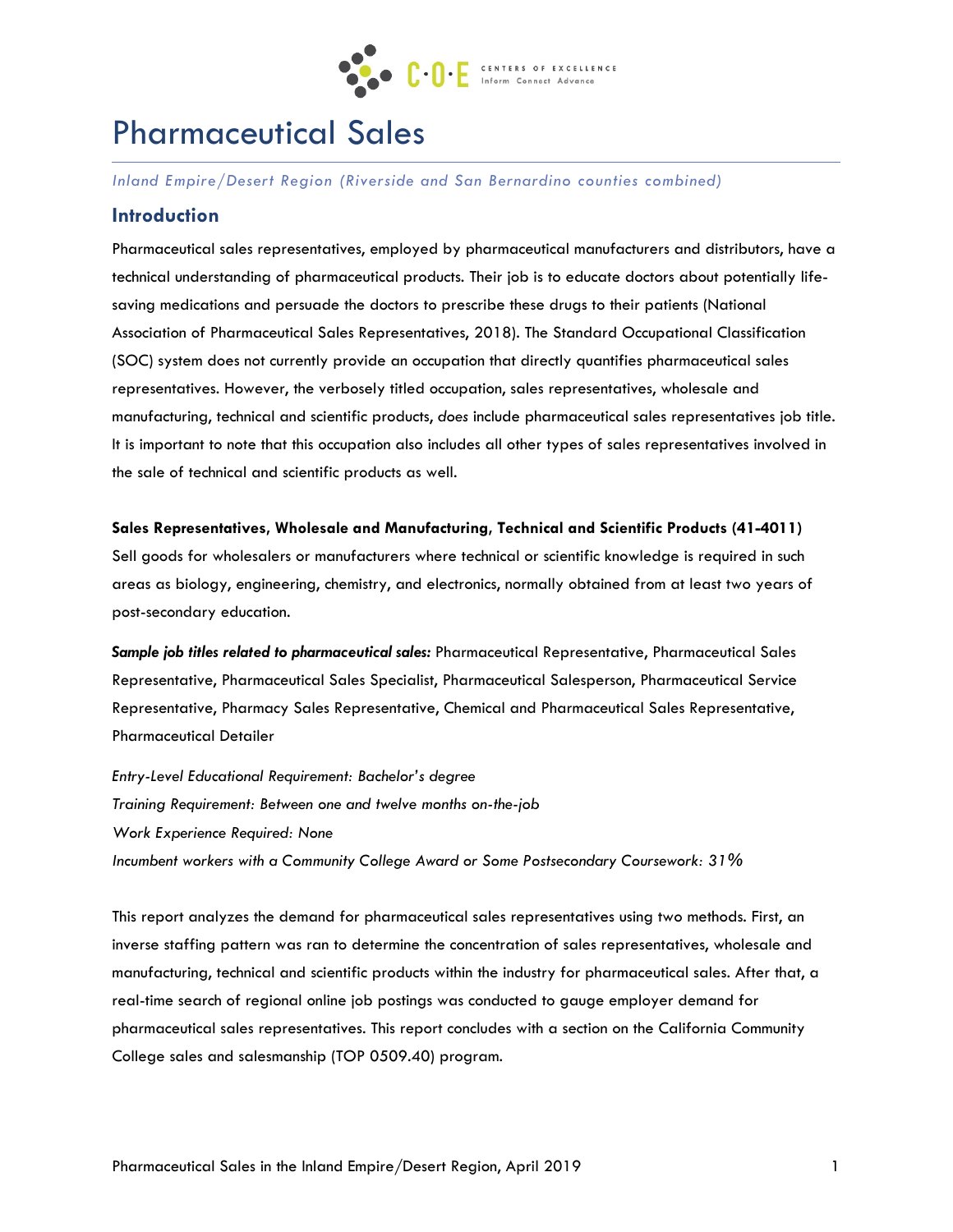# Pharmaceutical Sales

*Inland Empire/Desert Region (Riverside and San Bernardino counties combined)*

## Introduction

Pharmaceutical sales representatives, employed by pharmaceutical manufacturers and distributors, have a technical understanding of pharmaceutical products. Their job is to educate doctors about potentially life-saving medications and persuade the doctors to prescribe these drugs to their patients (National Association of Pharmaceutical Sales Representatives, 2018). The Standard Occupational Classification (SOC) system does not currently provide an occupation that directly quantifies pharmaceutical sales representatives. However, the verbosely titled occupation, sales representatives, wholesale and manufacturing, technical and scientific products, *does* include pharmaceutical sales representatives job title. It is important to note that this occupation also includes all other types of sales representatives involved in the sale of technical and scientific products as well.

**Sales Representatives, Wholesale and Manufacturing, Technical and Scientific Products (41-4011)**
Sell goods for wholesalers or manufacturers where technical or scientific knowledge is required in such areas as biology, engineering, chemistry, and electronics, normally obtained from at least two years of post-secondary education.

***Sample job titles related to pharmaceutical sales:*** Pharmaceutical Representative, Pharmaceutical Sales Representative, Pharmaceutical Sales Specialist, Pharmaceutical Salesperson, Pharmaceutical Service Representative, Pharmacy Sales Representative, Chemical and Pharmaceutical Sales Representative, Pharmaceutical Detailer

*Entry-Level Educational Requirement: Bachelor's degree*
*Training Requirement: Between one and twelve months on-the-job*
*Work Experience Required: None*
*Incumbent workers with a Community College Award or Some Postsecondary Coursework: 31%*

This report analyzes the demand for pharmaceutical sales representatives using two methods. First, an inverse staffing pattern was ran to determine the concentration of sales representatives, wholesale and manufacturing, technical and scientific products within the industry for pharmaceutical sales. After that, a real-time search of regional online job postings was conducted to gauge employer demand for pharmaceutical sales representatives. This report concludes with a section on the California Community College sales and salesmanship (TOP 0509.40) program.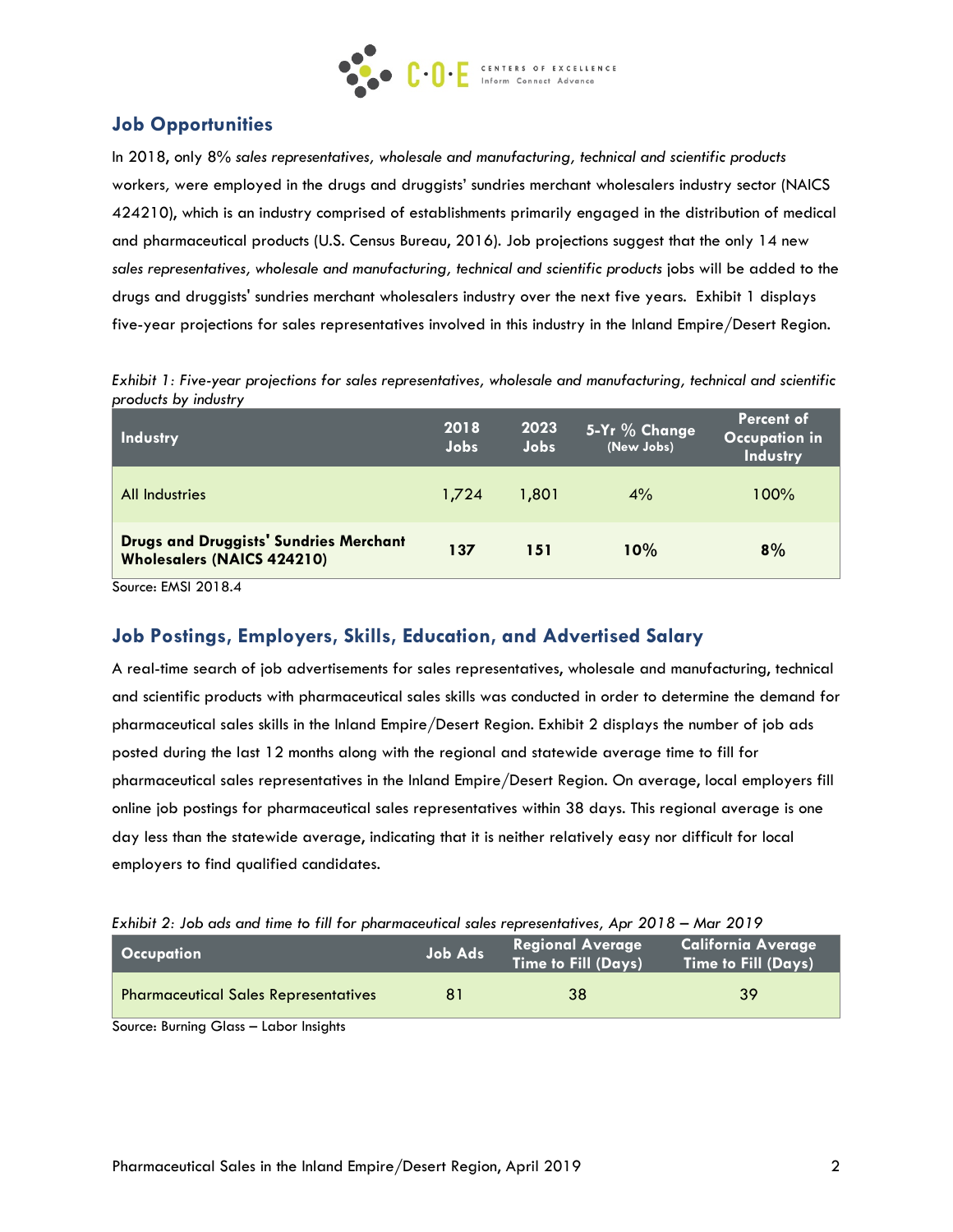## Job Opportunities

In 2018, only 8% *sales representatives, wholesale and manufacturing, technical and scientific products* workers, were employed in the drugs and druggists' sundries merchant wholesalers industry sector (NAICS 424210), which is an industry comprised of establishments primarily engaged in the distribution of medical and pharmaceutical products (U.S. Census Bureau, 2016). Job projections suggest that the only 14 new *sales representatives, wholesale and manufacturing, technical and scientific products* jobs will be added to the drugs and druggists' sundries merchant wholesalers industry over the next five years. Exhibit 1 displays five-year projections for sales representatives involved in this industry in the Inland Empire/Desert Region.

*Exhibit 1: Five-year projections for sales representatives, wholesale and manufacturing, technical and scientific products by industry*

| Industry | 2018 Jobs | 2023 Jobs | 5-Yr % Change (New Jobs) | Percent of Occupation in Industry |
|---|---|---|---|---|
| All Industries | 1,724 | 1,801 | 4% | 100% |
| **Drugs and Druggists' Sundries Merchant Wholesalers (NAICS 424210)** | **137** | **151** | **10%** | **8%** |

Source: EMSI 2018.4

## Job Postings, Employers, Skills, Education, and Advertised Salary

A real-time search of job advertisements for sales representatives, wholesale and manufacturing, technical and scientific products with pharmaceutical sales skills was conducted in order to determine the demand for pharmaceutical sales skills in the Inland Empire/Desert Region. Exhibit 2 displays the number of job ads posted during the last 12 months along with the regional and statewide average time to fill for pharmaceutical sales representatives in the Inland Empire/Desert Region. On average, local employers fill online job postings for pharmaceutical sales representatives within 38 days. This regional average is one day less than the statewide average, indicating that it is neither relatively easy nor difficult for local employers to find qualified candidates.

*Exhibit 2: Job ads and time to fill for pharmaceutical sales representatives, Apr 2018 – Mar 2019*

| Occupation | Job Ads | Regional Average Time to Fill (Days) | California Average Time to Fill (Days) |
|---|---|---|---|
| Pharmaceutical Sales Representatives | 81 | 38 | 39 |

Source: Burning Glass – Labor Insights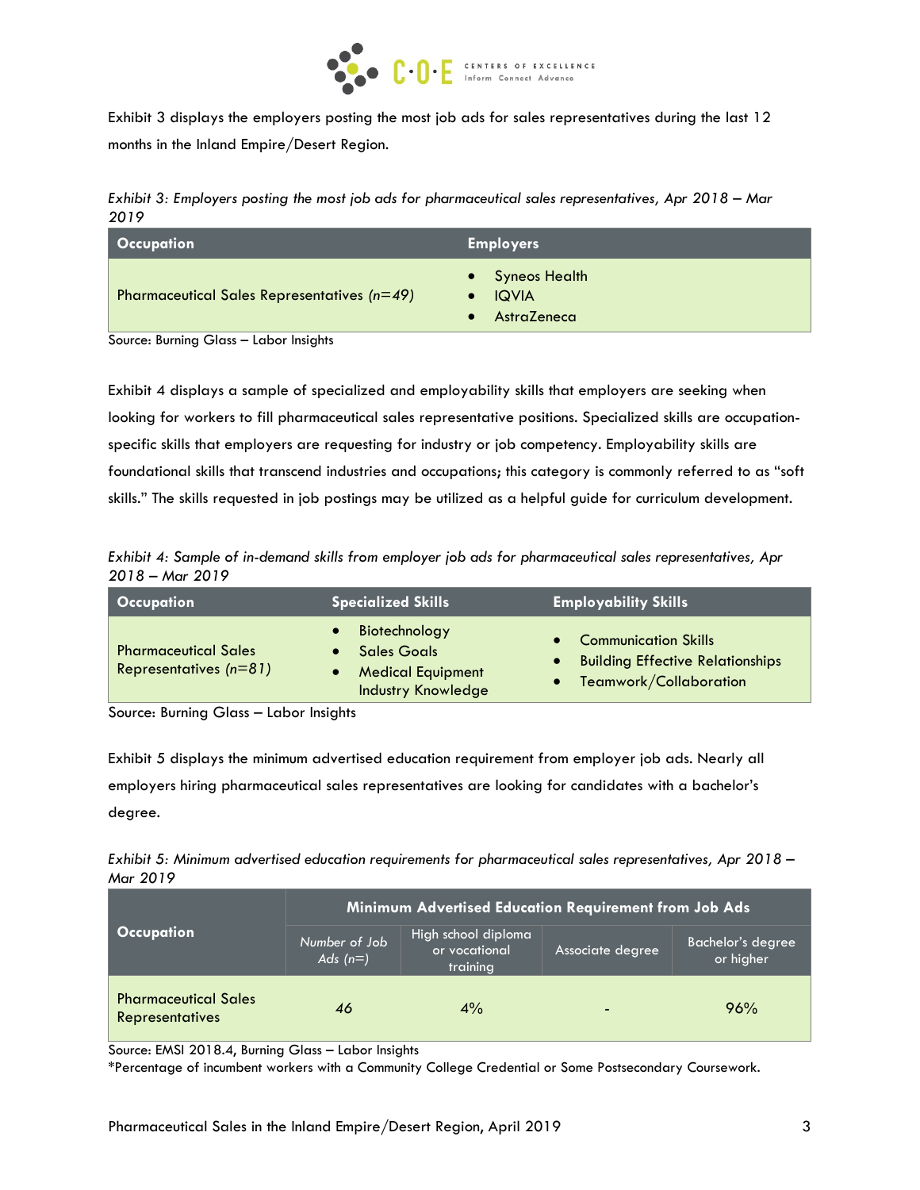Exhibit 3 displays the employers posting the most job ads for sales representatives during the last 12 months in the Inland Empire/Desert Region.

*Exhibit 3: Employers posting the most job ads for pharmaceutical sales representatives, Apr 2018 – Mar 2019*

| Occupation | Employers |
|---|---|
| Pharmaceutical Sales Representatives *(n=49)* | • Syneos Health<br>• IQVIA<br>• AstraZeneca |

Source: Burning Glass – Labor Insights

Exhibit 4 displays a sample of specialized and employability skills that employers are seeking when looking for workers to fill pharmaceutical sales representative positions. Specialized skills are occupation-specific skills that employers are requesting for industry or job competency. Employability skills are foundational skills that transcend industries and occupations; this category is commonly referred to as "soft skills." The skills requested in job postings may be utilized as a helpful guide for curriculum development.

*Exhibit 4: Sample of in-demand skills from employer job ads for pharmaceutical sales representatives, Apr 2018 – Mar 2019*

| Occupation | Specialized Skills | Employability Skills |
|---|---|---|
| Pharmaceutical Sales Representatives *(n=81)* | • Biotechnology<br>• Sales Goals<br>• Medical Equipment Industry Knowledge | • Communication Skills<br>• Building Effective Relationships<br>• Teamwork/Collaboration |

Source: Burning Glass – Labor Insights

Exhibit 5 displays the minimum advertised education requirement from employer job ads. Nearly all employers hiring pharmaceutical sales representatives are looking for candidates with a bachelor's degree.

*Exhibit 5: Minimum advertised education requirements for pharmaceutical sales representatives, Apr 2018 – Mar 2019*

| Occupation | Minimum Advertised Education Requirement from Job Ads | | | |
|---|---|---|---|---|
| | *Number of Job Ads (n=)* | High school diploma or vocational training | Associate degree | Bachelor's degree or higher |
| Pharmaceutical Sales Representatives | 46 | 4% | - | 96% |

Source: EMSI 2018.4, Burning Glass – Labor Insights

*Percentage of incumbent workers with a Community College Credential or Some Postsecondary Coursework.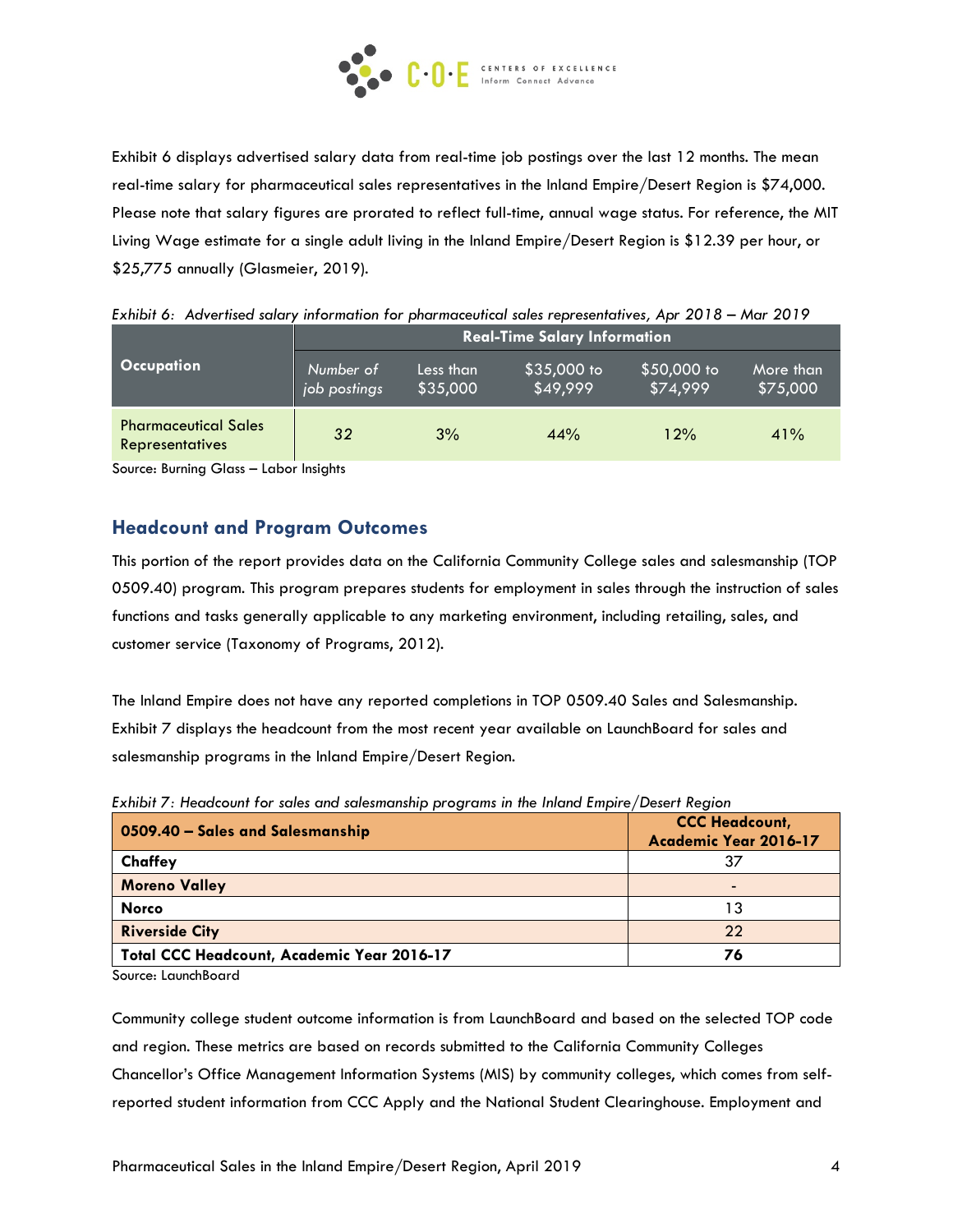Exhibit 6 displays advertised salary data from real-time job postings over the last 12 months. The mean real-time salary for pharmaceutical sales representatives in the Inland Empire/Desert Region is $74,000. Please note that salary figures are prorated to reflect full-time, annual wage status. For reference, the MIT Living Wage estimate for a single adult living in the Inland Empire/Desert Region is $12.39 per hour, or $25,775 annually (Glasmeier, 2019).

*Exhibit 6: Advertised salary information for pharmaceutical sales representatives, Apr 2018 – Mar 2019*

| Occupation | Real-Time Salary Information | | | | |
|---|---|---|---|---|---|
| | *Number of job postings* | Less than $35,000 | $35,000 to $49,999 | $50,000 to $74,999 | More than $75,000 |
| Pharmaceutical Sales Representatives | 32 | 3% | 44% | 12% | 41% |

Source: Burning Glass – Labor Insights

## Headcount and Program Outcomes

This portion of the report provides data on the California Community College sales and salesmanship (TOP 0509.40) program. This program prepares students for employment in sales through the instruction of sales functions and tasks generally applicable to any marketing environment, including retailing, sales, and customer service (Taxonomy of Programs, 2012).

The Inland Empire does not have any reported completions in TOP 0509.40 Sales and Salesmanship. Exhibit 7 displays the headcount from the most recent year available on LaunchBoard for sales and salesmanship programs in the Inland Empire/Desert Region.

*Exhibit 7: Headcount for sales and salesmanship programs in the Inland Empire/Desert Region*

| 0509.40 – Sales and Salesmanship | CCC Headcount, Academic Year 2016-17 |
|---|---|
| **Chaffey** | 37 |
| **Moreno Valley** | - |
| **Norco** | 13 |
| **Riverside City** | 22 |
| **Total CCC Headcount, Academic Year 2016-17** | **76** |

Source: LaunchBoard

Community college student outcome information is from LaunchBoard and based on the selected TOP code and region. These metrics are based on records submitted to the California Community Colleges Chancellor's Office Management Information Systems (MIS) by community colleges, which comes from self-reported student information from CCC Apply and the National Student Clearinghouse. Employment and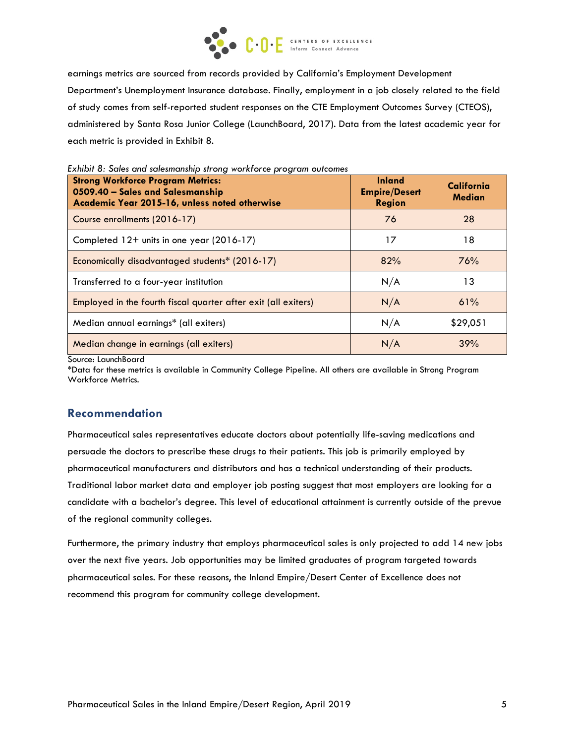earnings metrics are sourced from records provided by California's Employment Development Department's Unemployment Insurance database. Finally, employment in a job closely related to the field of study comes from self-reported student responses on the CTE Employment Outcomes Survey (CTEOS), administered by Santa Rosa Junior College (LaunchBoard, 2017). Data from the latest academic year for each metric is provided in Exhibit 8.

*Exhibit 8: Sales and salesmanship strong workforce program outcomes*

| **Strong Workforce Program Metrics: 0509.40 – Sales and Salesmanship Academic Year 2015-16, unless noted otherwise** | **Inland Empire/Desert Region** | **California Median** |
|---|---|---|
| Course enrollments (2016-17) | 76 | 28 |
| Completed 12+ units in one year (2016-17) | 17 | 18 |
| Economically disadvantaged students* (2016-17) | 82% | 76% |
| Transferred to a four-year institution | N/A | 13 |
| Employed in the fourth fiscal quarter after exit (all exiters) | N/A | 61% |
| Median annual earnings* (all exiters) | N/A | $29,051 |
| Median change in earnings (all exiters) | N/A | 39% |

Source: LaunchBoard
*Data for these metrics is available in Community College Pipeline. All others are available in Strong Program Workforce Metrics.

## Recommendation

Pharmaceutical sales representatives educate doctors about potentially life-saving medications and persuade the doctors to prescribe these drugs to their patients. This job is primarily employed by pharmaceutical manufacturers and distributors and has a technical understanding of their products. Traditional labor market data and employer job posting suggest that most employers are looking for a candidate with a bachelor's degree. This level of educational attainment is currently outside of the prevue of the regional community colleges.

Furthermore, the primary industry that employs pharmaceutical sales is only projected to add 14 new jobs over the next five years. Job opportunities may be limited graduates of program targeted towards pharmaceutical sales. For these reasons, the Inland Empire/Desert Center of Excellence does not recommend this program for community college development.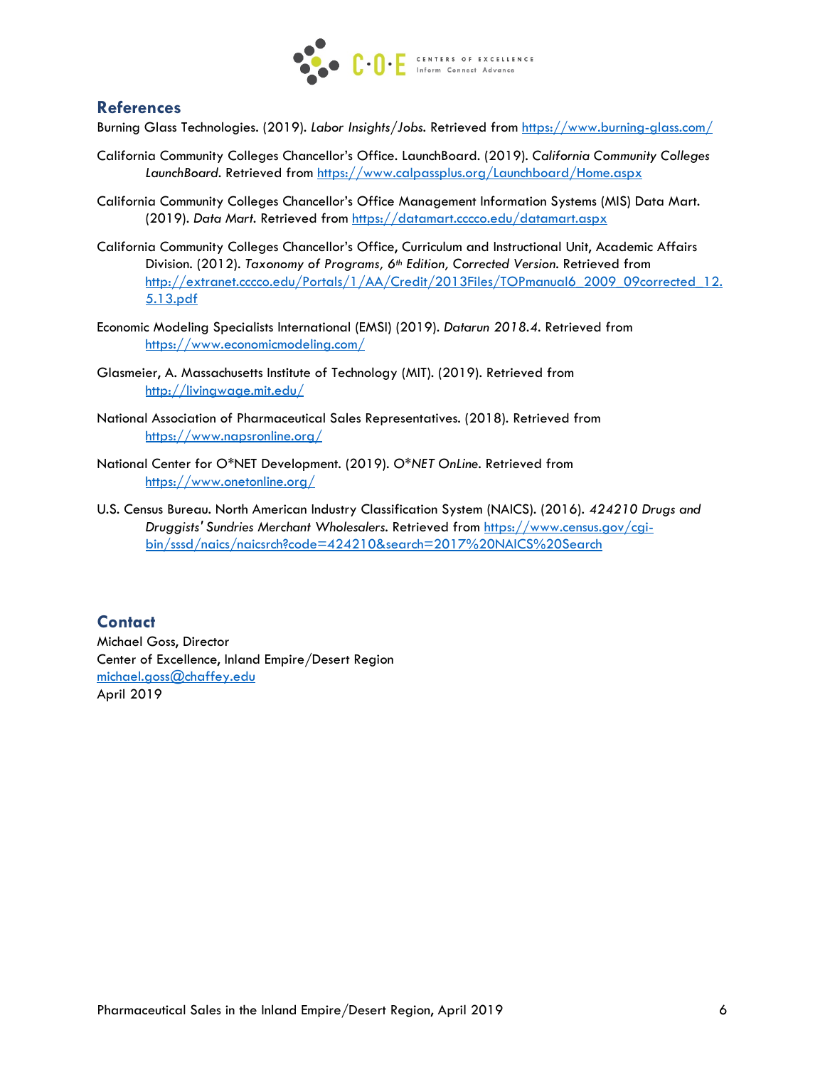## References

Burning Glass Technologies. (2019). *Labor Insights/Jobs.* Retrieved from https://www.burning-glass.com/

California Community Colleges Chancellor's Office. LaunchBoard. (2019). *California Community Colleges LaunchBoard.* Retrieved from https://www.calpassplus.org/Launchboard/Home.aspx

California Community Colleges Chancellor's Office Management Information Systems (MIS) Data Mart. (2019). *Data Mart.* Retrieved from https://datamart.cccco.edu/datamart.aspx

California Community Colleges Chancellor's Office, Curriculum and Instructional Unit, Academic Affairs Division. (2012). *Taxonomy of Programs, 6th Edition, Corrected Version.* Retrieved from http://extranet.cccco.edu/Portals/1/AA/Credit/2013Files/TOPmanual6_2009_09corrected_12.5.13.pdf

Economic Modeling Specialists International (EMSI) (2019). *Datarun 2018.4.* Retrieved from https://www.economicmodeling.com/

Glasmeier, A. Massachusetts Institute of Technology (MIT). (2019). Retrieved from http://livingwage.mit.edu/

National Association of Pharmaceutical Sales Representatives. (2018). Retrieved from https://www.napsronline.org/

National Center for O*NET Development. (2019). *O*NET OnLine.* Retrieved from https://www.onetonline.org/

U.S. Census Bureau. North American Industry Classification System (NAICS). (2016). *424210 Drugs and Druggists' Sundries Merchant Wholesalers.* Retrieved from https://www.census.gov/cgi-bin/sssd/naics/naicsrch?code=424210&search=2017%20NAICS%20Search

## Contact

Michael Goss, Director
Center of Excellence, Inland Empire/Desert Region
michael.goss@chaffey.edu
April 2019